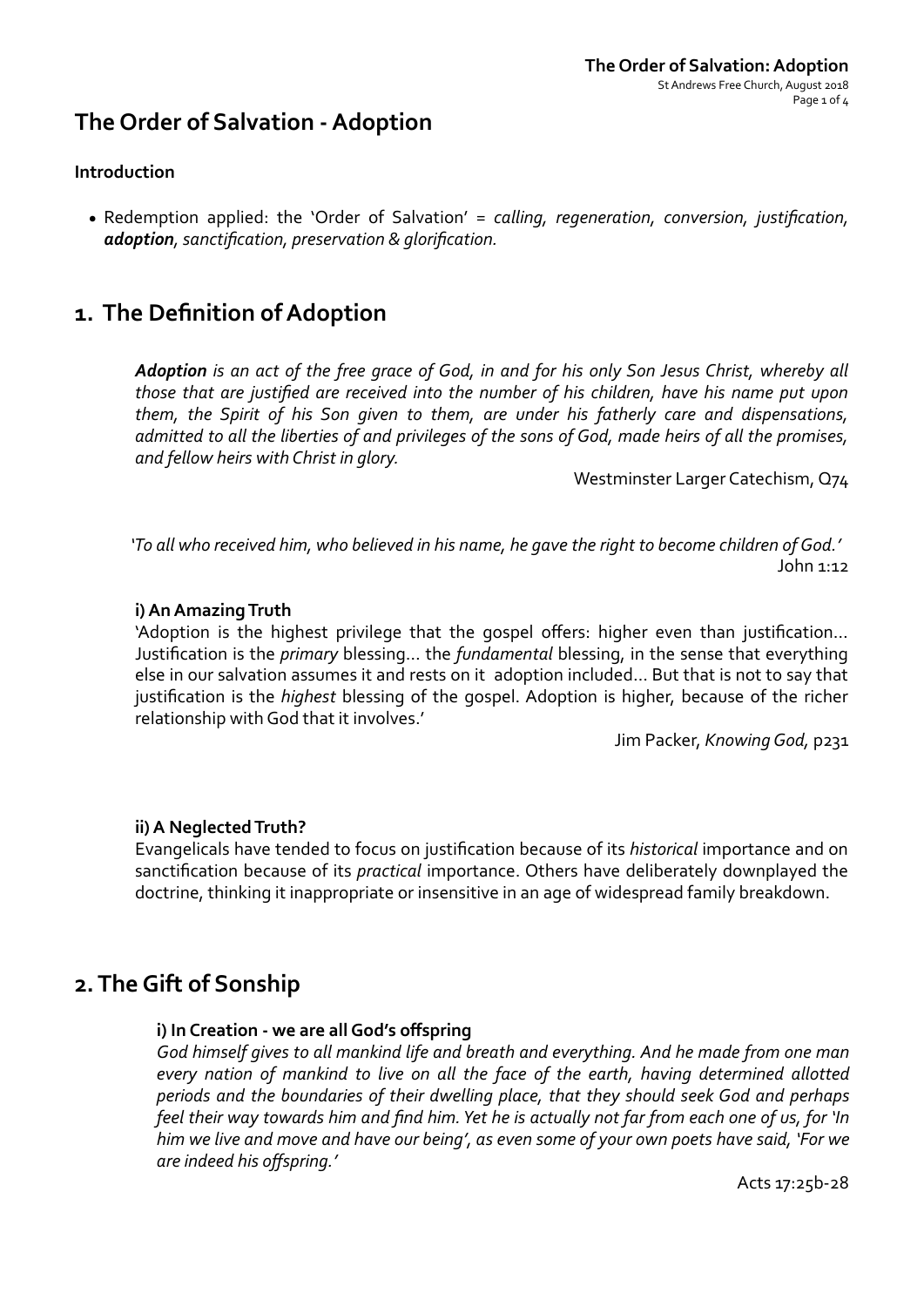# The Order of Salvation - Adoption

**Introduction**

- Redemption applied: the 'Order of Salvation' = *calling, regeneration, conversion, justification,* ***adoption****, sanctification, preservation & glorification.*

## 1. The Definition of Adoption

> ***Adoption*** *is an act of the free grace of God, in and for his only Son Jesus Christ, whereby all those that are justified are received into the number of his children, have his name put upon them, the Spirit of his Son given to them, are under his fatherly care and dispensations, admitted to all the liberties of and privileges of the sons of God, made heirs of all the promises, and fellow heirs with Christ in glory.*
>
> Westminster Larger Catechism, Q74

> *'To all who received him, who believed in his name, he gave the right to become children of God.'*
>
> John 1:12

**i) An Amazing Truth**

'Adoption is the highest privilege that the gospel offers: higher even than justification… Justification is the *primary* blessing… the *fundamental* blessing, in the sense that everything else in our salvation assumes it and rests on it adoption included… But that is not to say that justification is the *highest* blessing of the gospel. Adoption is higher, because of the richer relationship with God that it involves.'

Jim Packer, *Knowing God,* p231

**ii) A Neglected Truth?**

Evangelicals have tended to focus on justification because of its *historical* importance and on sanctification because of its *practical* importance. Others have deliberately downplayed the doctrine, thinking it inappropriate or insensitive in an age of widespread family breakdown.

## 2. The Gift of Sonship

**i) In Creation - we are all God's offspring**

*God himself gives to all mankind life and breath and everything. And he made from one man every nation of mankind to live on all the face of the earth, having determined allotted periods and the boundaries of their dwelling place, that they should seek God and perhaps feel their way towards him and find him. Yet he is actually not far from each one of us, for 'In him we live and move and have our being', as even some of your own poets have said, 'For we are indeed his offspring.'*

Acts 17:25b-28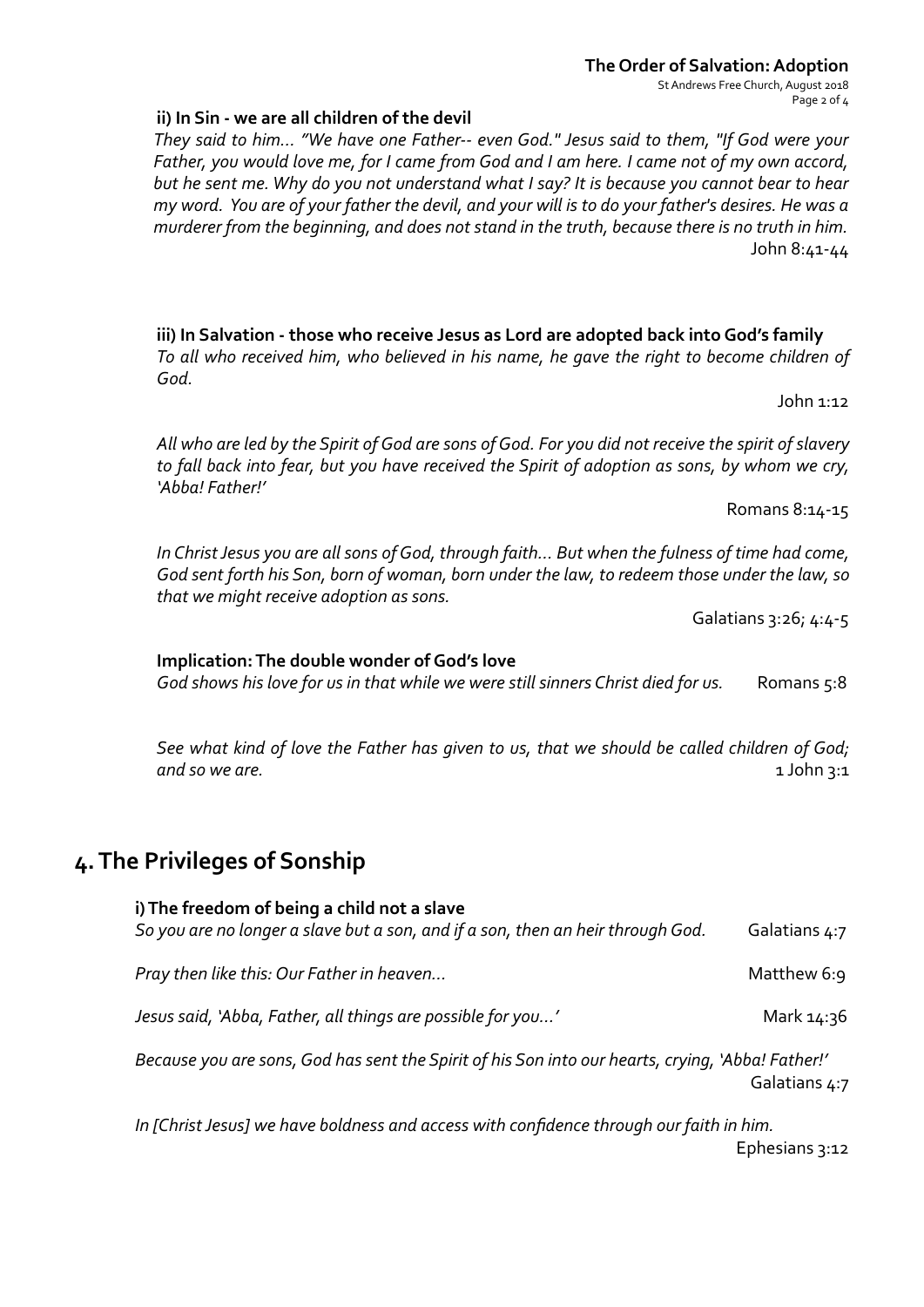**ii) In Sin - we are all children of the devil**

*They said to him… "We have one Father-- even God." Jesus said to them, "If God were your Father, you would love me, for I came from God and I am here. I came not of my own accord, but he sent me. Why do you not understand what I say? It is because you cannot bear to hear my word. You are of your father the devil, and your will is to do your father's desires. He was a murderer from the beginning, and does not stand in the truth, because there is no truth in him.*

John 8:41-44

**iii) In Salvation - those who receive Jesus as Lord are adopted back into God's family**

*To all who received him, who believed in his name, he gave the right to become children of God.*

John 1:12

*All who are led by the Spirit of God are sons of God. For you did not receive the spirit of slavery to fall back into fear, but you have received the Spirit of adoption as sons, by whom we cry, 'Abba! Father!'*

Romans 8:14-15

*In Christ Jesus you are all sons of God, through faith… But when the fulness of time had come, God sent forth his Son, born of woman, born under the law, to redeem those under the law, so that we might receive adoption as sons.*

Galatians 3:26; 4:4-5

**Implication: The double wonder of God's love**

*God shows his love for us in that while we were still sinners Christ died for us.* Romans 5:8

*See what kind of love the Father has given to us, that we should be called children of God; and so we are.* 1 John 3:1

## 4. The Privileges of Sonship

**i) The freedom of being a child not a slave**

*So you are no longer a slave but a son, and if a son, then an heir through God.* Galatians 4:7

*Pray then like this: Our Father in heaven…* Matthew 6:9

*Jesus said, 'Abba, Father, all things are possible for you…'* Mark 14:36

*Because you are sons, God has sent the Spirit of his Son into our hearts, crying, 'Abba! Father!'*

Galatians 4:7

*In [Christ Jesus] we have boldness and access with confidence through our faith in him.*

Ephesians 3:12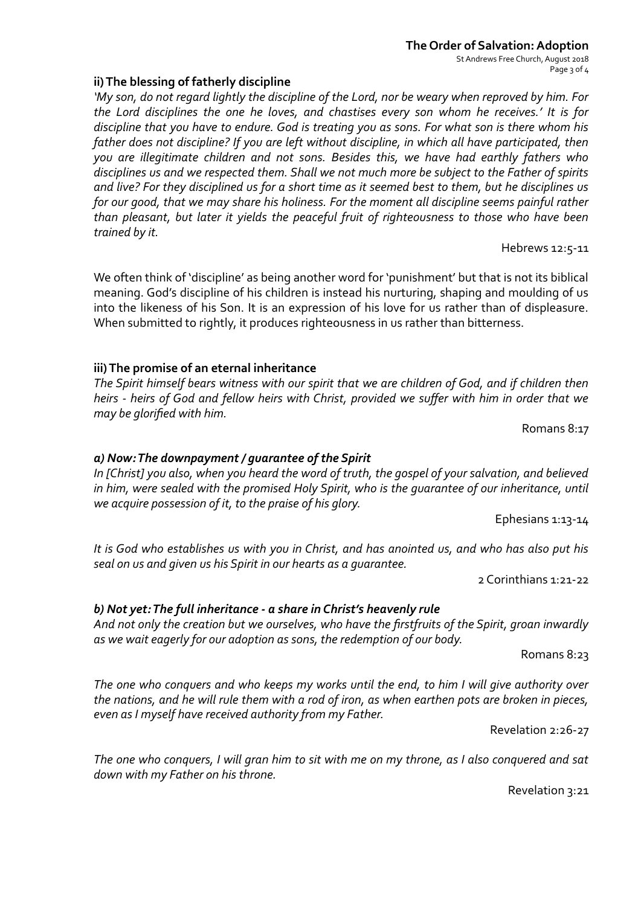### ii) The blessing of fatherly discipline

*'My son, do not regard lightly the discipline of the Lord, nor be weary when reproved by him. For the Lord disciplines the one he loves, and chastises every son whom he receives.' It is for discipline that you have to endure. God is treating you as sons. For what son is there whom his father does not discipline? If you are left without discipline, in which all have participated, then you are illegitimate children and not sons. Besides this, we have had earthly fathers who disciplines us and we respected them. Shall we not much more be subject to the Father of spirits and live? For they disciplined us for a short time as it seemed best to them, but he disciplines us for our good, that we may share his holiness. For the moment all discipline seems painful rather than pleasant, but later it yields the peaceful fruit of righteousness to those who have been trained by it.*

Hebrews 12:5-11

We often think of 'discipline' as being another word for 'punishment' but that is not its biblical meaning. God's discipline of his children is instead his nurturing, shaping and moulding of us into the likeness of his Son. It is an expression of his love for us rather than of displeasure. When submitted to rightly, it produces righteousness in us rather than bitterness.

### iii) The promise of an eternal inheritance

*The Spirit himself bears witness with our spirit that we are children of God, and if children then heirs - heirs of God and fellow heirs with Christ, provided we suffer with him in order that we may be glorified with him.*

Romans 8:17

#### *a) Now: The downpayment / guarantee of the Spirit*

*In [Christ] you also, when you heard the word of truth, the gospel of your salvation, and believed in him, were sealed with the promised Holy Spirit, who is the guarantee of our inheritance, until we acquire possession of it, to the praise of his glory.*

Ephesians 1:13-14

*It is God who establishes us with you in Christ, and has anointed us, and who has also put his seal on us and given us his Spirit in our hearts as a guarantee.*

2 Corinthians 1:21-22

#### *b) Not yet: The full inheritance - a share in Christ's heavenly rule*

*And not only the creation but we ourselves, who have the firstfruits of the Spirit, groan inwardly as we wait eagerly for our adoption as sons, the redemption of our body.*

Romans 8:23

*The one who conquers and who keeps my works until the end, to him I will give authority over the nations, and he will rule them with a rod of iron, as when earthen pots are broken in pieces, even as I myself have received authority from my Father.*

Revelation 2:26-27

*The one who conquers, I will gran him to sit with me on my throne, as I also conquered and sat down with my Father on his throne.*

Revelation 3:21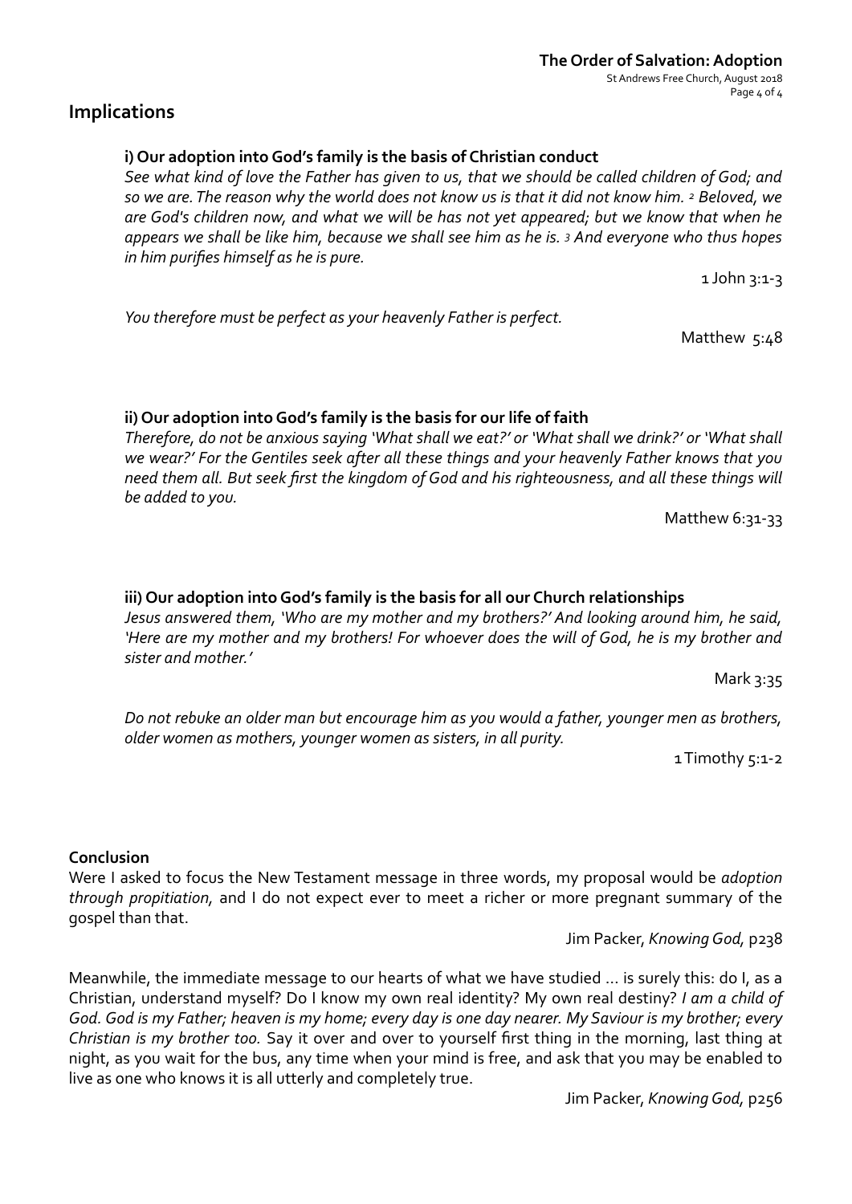## Implications

### i) Our adoption into God's family is the basis of Christian conduct

*See what kind of love the Father has given to us, that we should be called children of God; and so we are. The reason why the world does not know us is that it did not know him. 2 Beloved, we are God's children now, and what we will be has not yet appeared; but we know that when he appears we shall be like him, because we shall see him as he is. 3 And everyone who thus hopes in him purifies himself as he is pure.*

1 John 3:1-3

*You therefore must be perfect as your heavenly Father is perfect.*

Matthew 5:48

### ii) Our adoption into God's family is the basis for our life of faith

*Therefore, do not be anxious saying 'What shall we eat?' or 'What shall we drink?' or 'What shall we wear?' For the Gentiles seek after all these things and your heavenly Father knows that you need them all. But seek first the kingdom of God and his righteousness, and all these things will be added to you.*

Matthew 6:31-33

### iii) Our adoption into God's family is the basis for all our Church relationships

*Jesus answered them, 'Who are my mother and my brothers?' And looking around him, he said, 'Here are my mother and my brothers! For whoever does the will of God, he is my brother and sister and mother.'*

Mark 3:35

*Do not rebuke an older man but encourage him as you would a father, younger men as brothers, older women as mothers, younger women as sisters, in all purity.*

1 Timothy 5:1-2

## Conclusion

Were I asked to focus the New Testament message in three words, my proposal would be *adoption through propitiation*, and I do not expect ever to meet a richer or more pregnant summary of the gospel than that.

Jim Packer, *Knowing God*, p238

Meanwhile, the immediate message to our hearts of what we have studied ... is surely this: do I, as a Christian, understand myself? Do I know my own real identity? My own real destiny? *I am a child of God. God is my Father; heaven is my home; every day is one day nearer. My Saviour is my brother; every Christian is my brother too.* Say it over and over to yourself first thing in the morning, last thing at night, as you wait for the bus, any time when your mind is free, and ask that you may be enabled to live as one who knows it is all utterly and completely true.

Jim Packer, *Knowing God*, p256